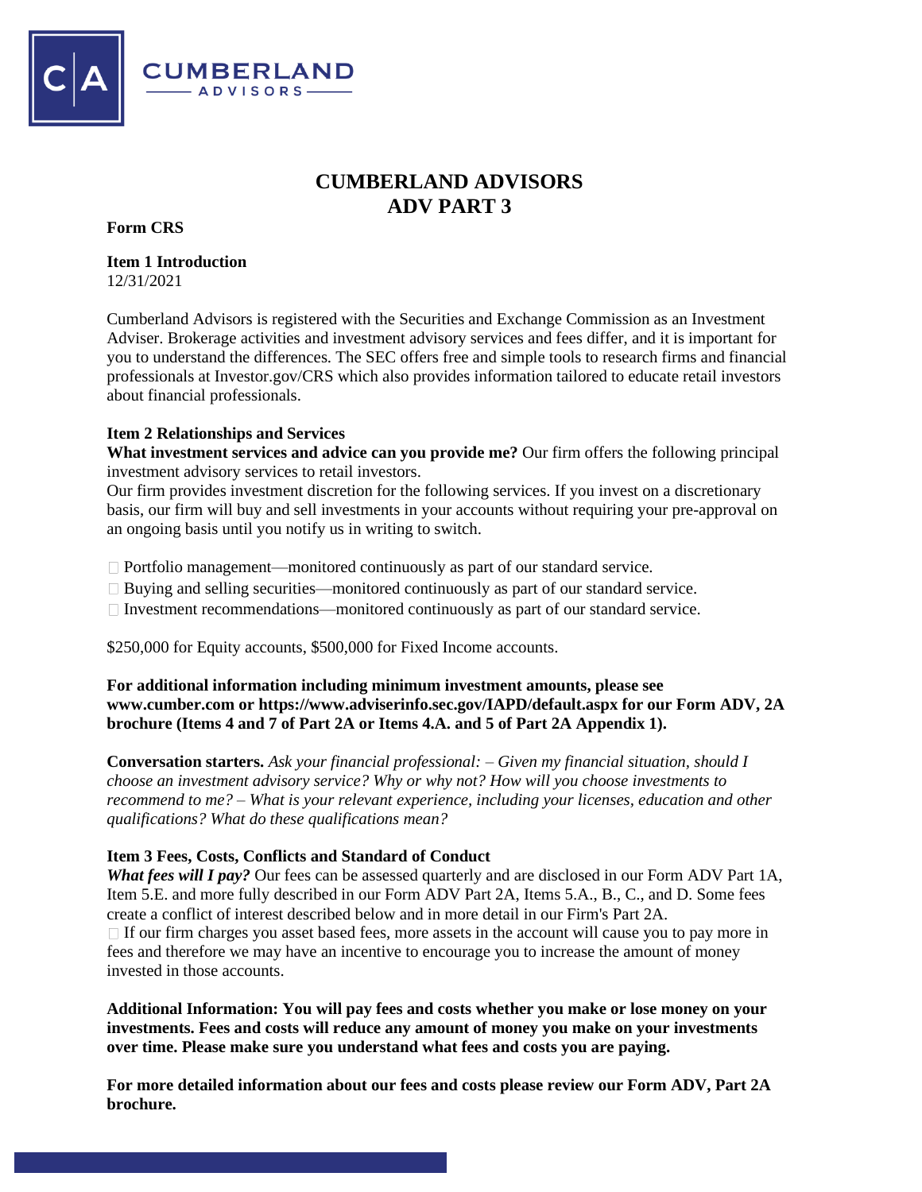# CUMBERLAND ADVISORS
# ADV PART 3

**Form CRS**

**Item 1 Introduction**
12/31/2021

Cumberland Advisors is registered with the Securities and Exchange Commission as an Investment Adviser. Brokerage activities and investment advisory services and fees differ, and it is important for you to understand the differences. The SEC offers free and simple tools to research firms and financial professionals at Investor.gov/CRS which also provides information tailored to educate retail investors about financial professionals.

**Item 2 Relationships and Services**
**What investment services and advice can you provide me?** Our firm offers the following principal investment advisory services to retail investors.
Our firm provides investment discretion for the following services. If you invest on a discretionary basis, our firm will buy and sell investments in your accounts without requiring your pre-approval on an ongoing basis until you notify us in writing to switch.

- Portfolio management—monitored continuously as part of our standard service.
- Buying and selling securities—monitored continuously as part of our standard service.
- Investment recommendations—monitored continuously as part of our standard service.

$250,000 for Equity accounts, $500,000 for Fixed Income accounts.

**For additional information including minimum investment amounts, please see www.cumber.com or https://www.adviserinfo.sec.gov/IAPD/default.aspx for our Form ADV, 2A brochure (Items 4 and 7 of Part 2A or Items 4.A. and 5 of Part 2A Appendix 1).**

**Conversation starters.** *Ask your financial professional: – Given my financial situation, should I choose an investment advisory service? Why or why not? How will you choose investments to recommend to me? – What is your relevant experience, including your licenses, education and other qualifications? What do these qualifications mean?*

**Item 3 Fees, Costs, Conflicts and Standard of Conduct**
***What fees will I pay?*** Our fees can be assessed quarterly and are disclosed in our Form ADV Part 1A, Item 5.E. and more fully described in our Form ADV Part 2A, Items 5.A., B., C., and D. Some fees create a conflict of interest described below and in more detail in our Firm's Part 2A.

- If our firm charges you asset based fees, more assets in the account will cause you to pay more in fees and therefore we may have an incentive to encourage you to increase the amount of money invested in those accounts.

**Additional Information: You will pay fees and costs whether you make or lose money on your investments. Fees and costs will reduce any amount of money you make on your investments over time. Please make sure you understand what fees and costs you are paying.**

**For more detailed information about our fees and costs please review our Form ADV, Part 2A brochure.**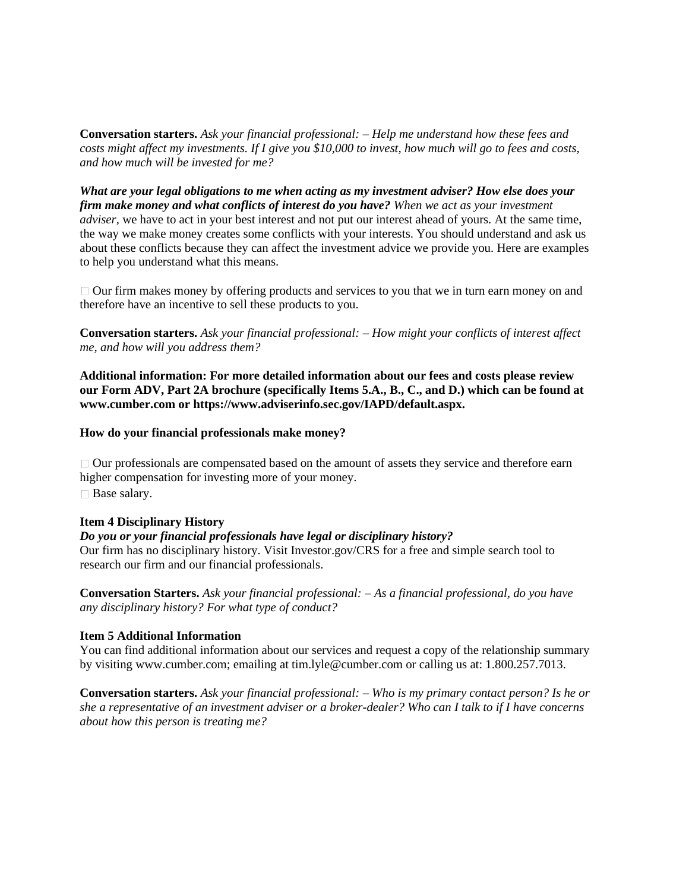**Conversation starters.** *Ask your financial professional: – Help me understand how these fees and costs might affect my investments. If I give you $10,000 to invest, how much will go to fees and costs, and how much will be invested for me?*

***What are your legal obligations to me when acting as my investment adviser? How else does your firm make money and what conflicts of interest do you have?*** *When we act as your investment adviser,* we have to act in your best interest and not put our interest ahead of yours. At the same time, the way we make money creates some conflicts with your interests. You should understand and ask us about these conflicts because they can affect the investment advice we provide you. Here are examples to help you understand what this means.

- Our firm makes money by offering products and services to you that we in turn earn money on and therefore have an incentive to sell these products to you.

**Conversation starters.** *Ask your financial professional: – How might your conflicts of interest affect me, and how will you address them?*

**Additional information: For more detailed information about our fees and costs please review our Form ADV, Part 2A brochure (specifically Items 5.A., B., C., and D.) which can be found at www.cumber.com or https://www.adviserinfo.sec.gov/IAPD/default.aspx.**

**How do your financial professionals make money?**

- Our professionals are compensated based on the amount of assets they service and therefore earn higher compensation for investing more of your money.
- Base salary.

**Item 4 Disciplinary History**

***Do you or your financial professionals have legal or disciplinary history?***
Our firm has no disciplinary history. Visit Investor.gov/CRS for a free and simple search tool to research our firm and our financial professionals.

**Conversation Starters.** *Ask your financial professional: – As a financial professional, do you have any disciplinary history? For what type of conduct?*

**Item 5 Additional Information**

You can find additional information about our services and request a copy of the relationship summary by visiting www.cumber.com; emailing at tim.lyle@cumber.com or calling us at: 1.800.257.7013.

**Conversation starters.** *Ask your financial professional: – Who is my primary contact person? Is he or she a representative of an investment adviser or a broker-dealer? Who can I talk to if I have concerns about how this person is treating me?*